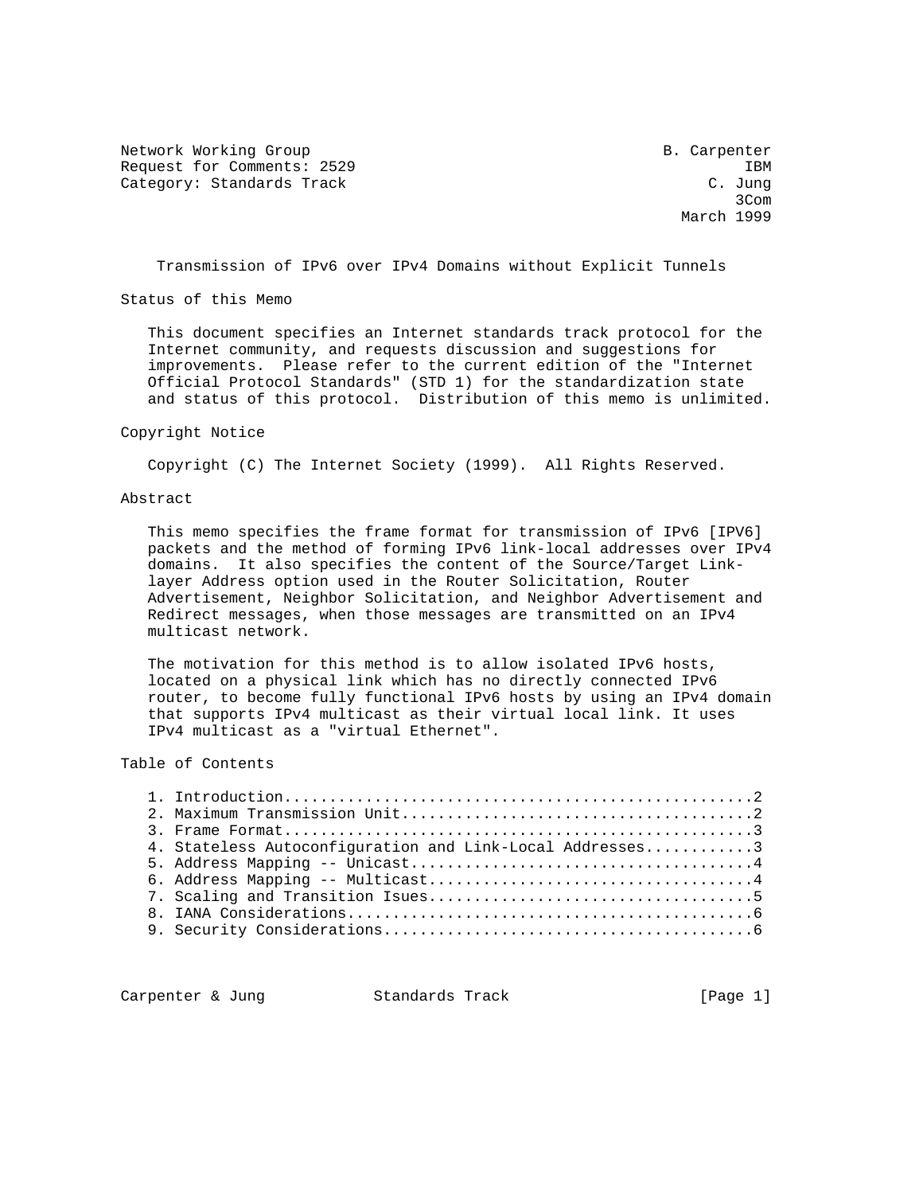Network Working Group B. Carpenter
Request for Comments: 2529 IBM
Category: Standards Track C. Jung
3Com
March 1999

# Transmission of IPv6 over IPv4 Domains without Explicit Tunnels

## Status of this Memo

This document specifies an Internet standards track protocol for the Internet community, and requests discussion and suggestions for improvements. Please refer to the current edition of the "Internet Official Protocol Standards" (STD 1) for the standardization state and status of this protocol. Distribution of this memo is unlimited.

## Copyright Notice

Copyright (C) The Internet Society (1999). All Rights Reserved.

## Abstract

This memo specifies the frame format for transmission of IPv6 [IPV6] packets and the method of forming IPv6 link-local addresses over IPv4 domains. It also specifies the content of the Source/Target Link-layer Address option used in the Router Solicitation, Router Advertisement, Neighbor Solicitation, and Neighbor Advertisement and Redirect messages, when those messages are transmitted on an IPv4 multicast network.

The motivation for this method is to allow isolated IPv6 hosts, located on a physical link which has no directly connected IPv6 router, to become fully functional IPv6 hosts by using an IPv4 domain that supports IPv4 multicast as their virtual local link. It uses IPv4 multicast as a "virtual Ethernet".

## Table of Contents

1. Introduction....................................................2
2. Maximum Transmission Unit.......................................2
3. Frame Format....................................................3
4. Stateless Autoconfiguration and Link-Local Addresses............3
5. Address Mapping -- Unicast......................................4
6. Address Mapping -- Multicast....................................4
7. Scaling and Transition Isues....................................5
8. IANA Considerations.............................................6
9. Security Considerations.........................................6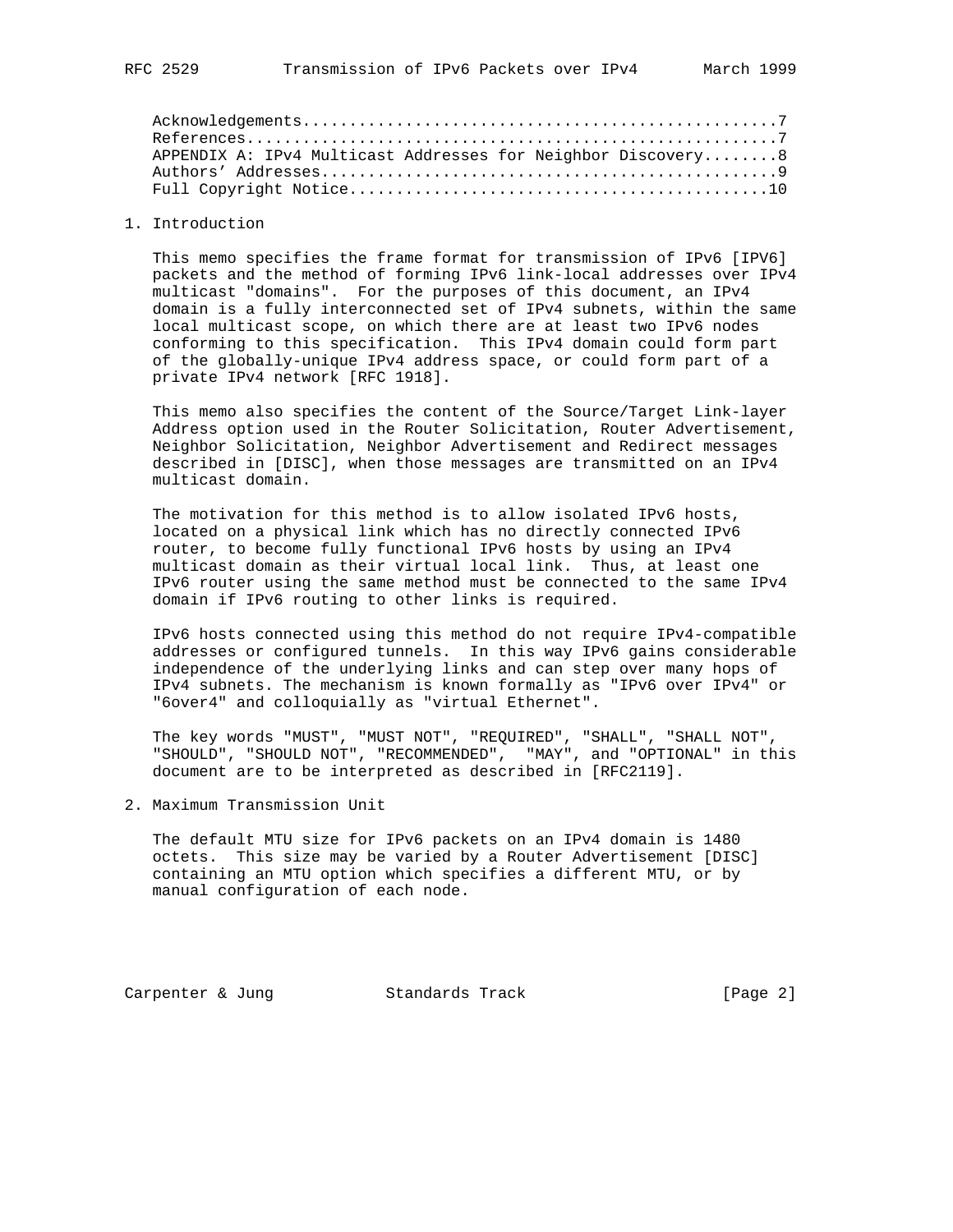Acknowledgements.................................................7
References.......................................................7
APPENDIX A: IPv4 Multicast Addresses for Neighbor Discovery........8
Authors' Addresses...............................................9
Full Copyright Notice............................................10

## 1. Introduction

This memo specifies the frame format for transmission of IPv6 [IPV6] packets and the method of forming IPv6 link-local addresses over IPv4 multicast "domains". For the purposes of this document, an IPv4 domain is a fully interconnected set of IPv4 subnets, within the same local multicast scope, on which there are at least two IPv6 nodes conforming to this specification. This IPv4 domain could form part of the globally-unique IPv4 address space, or could form part of a private IPv4 network [RFC 1918].

This memo also specifies the content of the Source/Target Link-layer Address option used in the Router Solicitation, Router Advertisement, Neighbor Solicitation, Neighbor Advertisement and Redirect messages described in [DISC], when those messages are transmitted on an IPv4 multicast domain.

The motivation for this method is to allow isolated IPv6 hosts, located on a physical link which has no directly connected IPv6 router, to become fully functional IPv6 hosts by using an IPv4 multicast domain as their virtual local link. Thus, at least one IPv6 router using the same method must be connected to the same IPv4 domain if IPv6 routing to other links is required.

IPv6 hosts connected using this method do not require IPv4-compatible addresses or configured tunnels. In this way IPv6 gains considerable independence of the underlying links and can step over many hops of IPv4 subnets. The mechanism is known formally as "IPv6 over IPv4" or "6over4" and colloquially as "virtual Ethernet".

The key words "MUST", "MUST NOT", "REQUIRED", "SHALL", "SHALL NOT", "SHOULD", "SHOULD NOT", "RECOMMENDED", "MAY", and "OPTIONAL" in this document are to be interpreted as described in [RFC2119].

## 2. Maximum Transmission Unit

The default MTU size for IPv6 packets on an IPv4 domain is 1480 octets. This size may be varied by a Router Advertisement [DISC] containing an MTU option which specifies a different MTU, or by manual configuration of each node.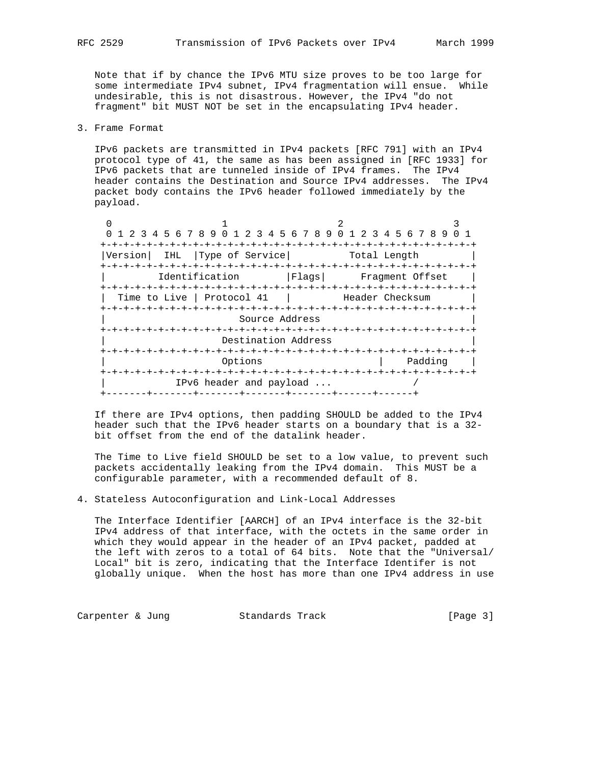Note that if by chance the IPv6 MTU size proves to be too large for some intermediate IPv4 subnet, IPv4 fragmentation will ensue. While undesirable, this is not disastrous. However, the IPv4 "do not fragment" bit MUST NOT be set in the encapsulating IPv4 header.

## 3. Frame Format

IPv6 packets are transmitted in IPv4 packets [RFC 791] with an IPv4 protocol type of 41, the same as has been assigned in [RFC 1933] for IPv6 packets that are tunneled inside of IPv4 frames. The IPv4 header contains the Destination and Source IPv4 addresses. The IPv4 packet body contains the IPv6 header followed immediately by the payload.

```
 0                   1                   2                   3
 0 1 2 3 4 5 6 7 8 9 0 1 2 3 4 5 6 7 8 9 0 1 2 3 4 5 6 7 8 9 0 1
+-+-+-+-+-+-+-+-+-+-+-+-+-+-+-+-+-+-+-+-+-+-+-+-+-+-+-+-+-+-+-+-+
|Version|  IHL  |Type of Service|          Total Length         |
+-+-+-+-+-+-+-+-+-+-+-+-+-+-+-+-+-+-+-+-+-+-+-+-+-+-+-+-+-+-+-+-+
|         Identification        |Flags|      Fragment Offset    |
+-+-+-+-+-+-+-+-+-+-+-+-+-+-+-+-+-+-+-+-+-+-+-+-+-+-+-+-+-+-+-+-+
|  Time to Live | Protocol 41   |         Header Checksum       |
+-+-+-+-+-+-+-+-+-+-+-+-+-+-+-+-+-+-+-+-+-+-+-+-+-+-+-+-+-+-+-+-+
|                       Source Address                          |
+-+-+-+-+-+-+-+-+-+-+-+-+-+-+-+-+-+-+-+-+-+-+-+-+-+-+-+-+-+-+-+-+
|                    Destination Address                        |
+-+-+-+-+-+-+-+-+-+-+-+-+-+-+-+-+-+-+-+-+-+-+-+-+-+-+-+-+-+-+-+-+
|                    Options                    |    Padding    |
+-+-+-+-+-+-+-+-+-+-+-+-+-+-+-+-+-+-+-+-+-+-+-+-+-+-+-+-+-+-+-+-+
|            IPv6 header and payload ...              /
+-------+-------+-------+-------+-------+------+------+
```

If there are IPv4 options, then padding SHOULD be added to the IPv4 header such that the IPv6 header starts on a boundary that is a 32-bit offset from the end of the datalink header.

The Time to Live field SHOULD be set to a low value, to prevent such packets accidentally leaking from the IPv4 domain. This MUST be a configurable parameter, with a recommended default of 8.

## 4. Stateless Autoconfiguration and Link-Local Addresses

The Interface Identifier [AARCH] of an IPv4 interface is the 32-bit IPv4 address of that interface, with the octets in the same order in which they would appear in the header of an IPv4 packet, padded at the left with zeros to a total of 64 bits. Note that the "Universal/Local" bit is zero, indicating that the Interface Identifer is not globally unique. When the host has more than one IPv4 address in use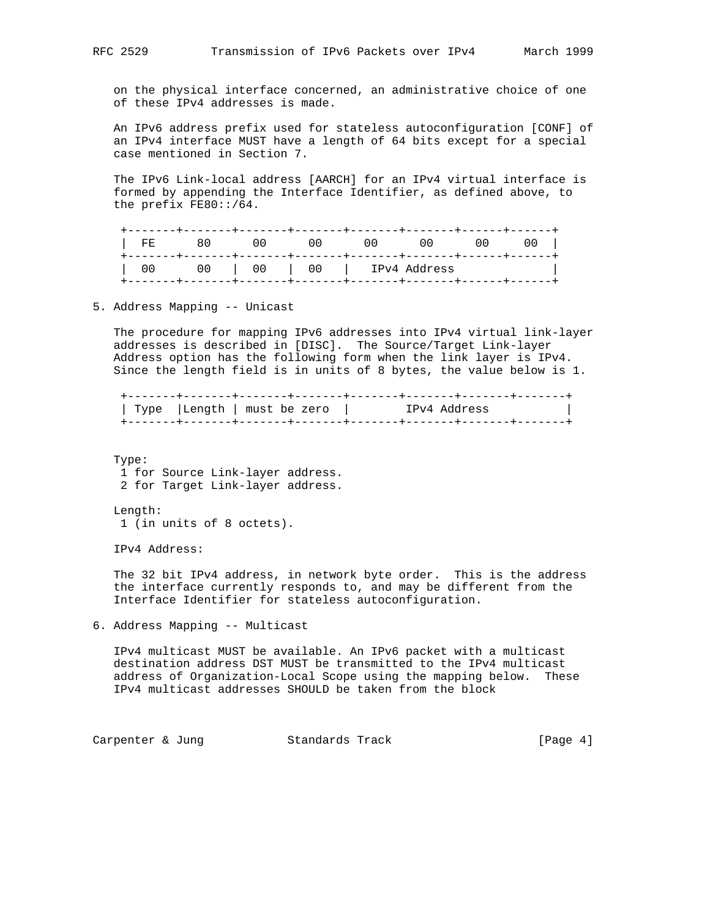on the physical interface concerned, an administrative choice of one of these IPv4 addresses is made.

An IPv6 address prefix used for stateless autoconfiguration [CONF] of an IPv4 interface MUST have a length of 64 bits except for a special case mentioned in Section 7.

The IPv6 Link-local address [AARCH] for an IPv4 virtual interface is formed by appending the Interface Identifier, as defined above, to the prefix FE80::/64.

```
+-------+-------+-------+-------+-------+-------+------+------+
|  FE      80      00      00      00      00      00     00  |
+-------+-------+-------+-------+-------+-------+------+------+
|  00      00   |  00   |  00   |   IPv4 Address              |
+-------+-------+-------+-------+-------+-------+------+------+
```

## 5. Address Mapping -- Unicast

The procedure for mapping IPv6 addresses into IPv4 virtual link-layer addresses is described in [DISC]. The Source/Target Link-layer Address option has the following form when the link layer is IPv4. Since the length field is in units of 8 bytes, the value below is 1.

```
+-------+-------+-------+-------+-------+-------+-------+-------+
| Type  |Length | must be zero  |        IPv4 Address           |
+-------+-------+-------+-------+-------+-------+-------+-------+
```

Type:
 1 for Source Link-layer address.
 2 for Target Link-layer address.

Length:
 1 (in units of 8 octets).

IPv4 Address:

The 32 bit IPv4 address, in network byte order. This is the address the interface currently responds to, and may be different from the Interface Identifier for stateless autoconfiguration.

## 6. Address Mapping -- Multicast

IPv4 multicast MUST be available. An IPv6 packet with a multicast destination address DST MUST be transmitted to the IPv4 multicast address of Organization-Local Scope using the mapping below. These IPv4 multicast addresses SHOULD be taken from the block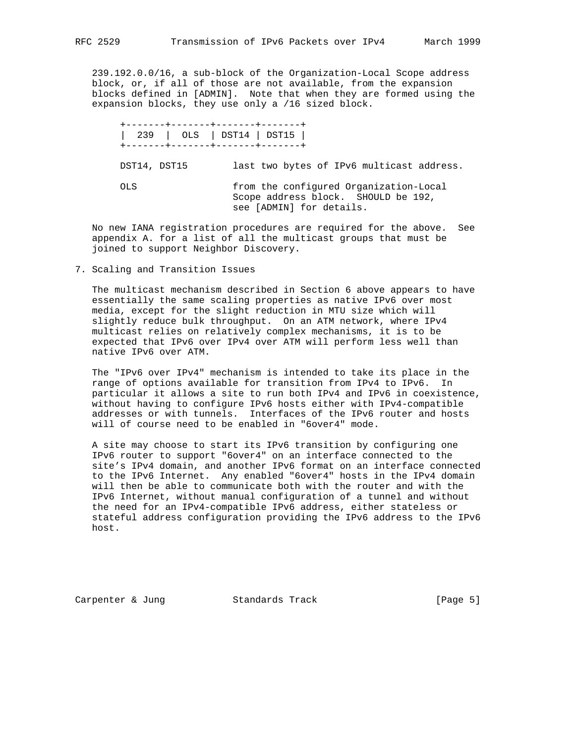239.192.0.0/16, a sub-block of the Organization-Local Scope address block, or, if all of those are not available, from the expansion blocks defined in [ADMIN]. Note that when they are formed using the expansion blocks, they use only a /16 sized block.

```
+-------+-------+-------+-------+
|  239  |  OLS  | DST14 | DST15 |
+-------+-------+-------+-------+

DST14, DST15        last two bytes of IPv6 multicast address.

OLS                 from the configured Organization-Local
                    Scope address block.  SHOULD be 192,
                    see [ADMIN] for details.
```

No new IANA registration procedures are required for the above. See appendix A. for a list of all the multicast groups that must be joined to support Neighbor Discovery.

## 7. Scaling and Transition Issues

The multicast mechanism described in Section 6 above appears to have essentially the same scaling properties as native IPv6 over most media, except for the slight reduction in MTU size which will slightly reduce bulk throughput. On an ATM network, where IPv4 multicast relies on relatively complex mechanisms, it is to be expected that IPv6 over IPv4 over ATM will perform less well than native IPv6 over ATM.

The "IPv6 over IPv4" mechanism is intended to take its place in the range of options available for transition from IPv4 to IPv6. In particular it allows a site to run both IPv4 and IPv6 in coexistence, without having to configure IPv6 hosts either with IPv4-compatible addresses or with tunnels. Interfaces of the IPv6 router and hosts will of course need to be enabled in "6over4" mode.

A site may choose to start its IPv6 transition by configuring one IPv6 router to support "6over4" on an interface connected to the site's IPv4 domain, and another IPv6 format on an interface connected to the IPv6 Internet. Any enabled "6over4" hosts in the IPv4 domain will then be able to communicate both with the router and with the IPv6 Internet, without manual configuration of a tunnel and without the need for an IPv4-compatible IPv6 address, either stateless or stateful address configuration providing the IPv6 address to the IPv6 host.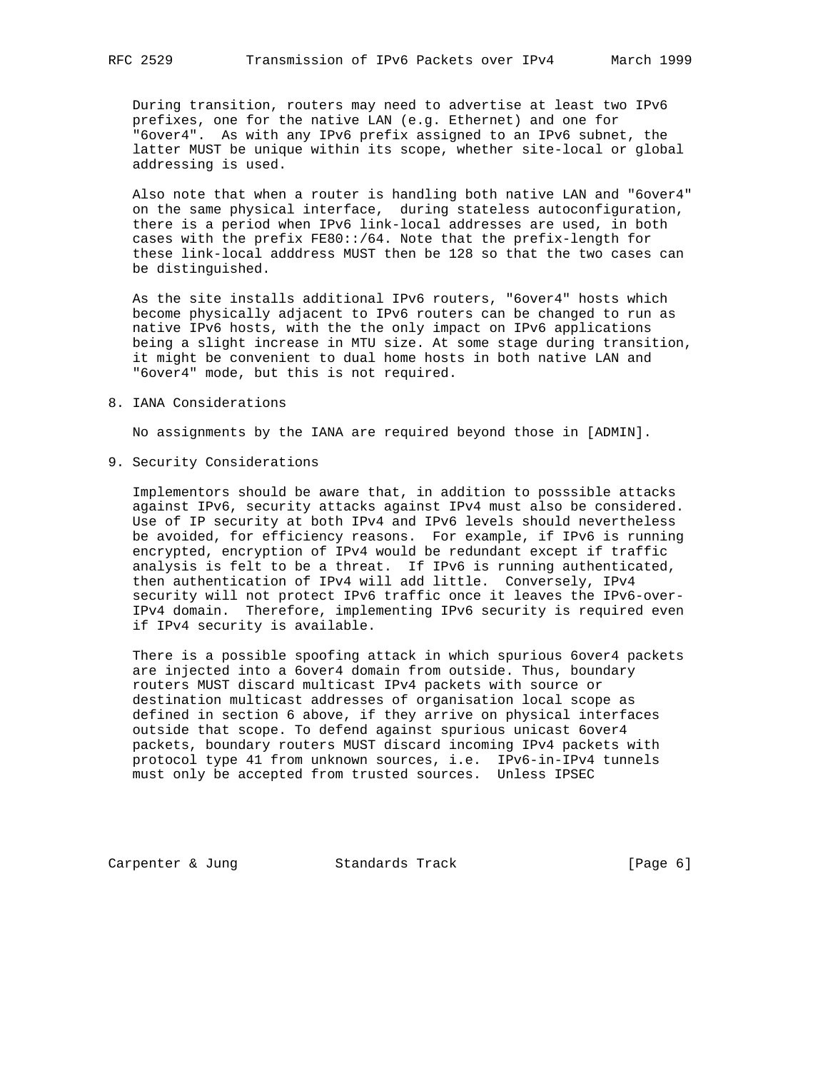During transition, routers may need to advertise at least two IPv6 prefixes, one for the native LAN (e.g. Ethernet) and one for "6over4". As with any IPv6 prefix assigned to an IPv6 subnet, the latter MUST be unique within its scope, whether site-local or global addressing is used.

Also note that when a router is handling both native LAN and "6over4" on the same physical interface, during stateless autoconfiguration, there is a period when IPv6 link-local addresses are used, in both cases with the prefix FE80::/64. Note that the prefix-length for these link-local adddress MUST then be 128 so that the two cases can be distinguished.

As the site installs additional IPv6 routers, "6over4" hosts which become physically adjacent to IPv6 routers can be changed to run as native IPv6 hosts, with the the only impact on IPv6 applications being a slight increase in MTU size. At some stage during transition, it might be convenient to dual home hosts in both native LAN and "6over4" mode, but this is not required.

## 8. IANA Considerations

No assignments by the IANA are required beyond those in [ADMIN].

## 9. Security Considerations

Implementors should be aware that, in addition to posssible attacks against IPv6, security attacks against IPv4 must also be considered. Use of IP security at both IPv4 and IPv6 levels should nevertheless be avoided, for efficiency reasons. For example, if IPv6 is running encrypted, encryption of IPv4 would be redundant except if traffic analysis is felt to be a threat. If IPv6 is running authenticated, then authentication of IPv4 will add little. Conversely, IPv4 security will not protect IPv6 traffic once it leaves the IPv6-over-IPv4 domain. Therefore, implementing IPv6 security is required even if IPv4 security is available.

There is a possible spoofing attack in which spurious 6over4 packets are injected into a 6over4 domain from outside. Thus, boundary routers MUST discard multicast IPv4 packets with source or destination multicast addresses of organisation local scope as defined in section 6 above, if they arrive on physical interfaces outside that scope. To defend against spurious unicast 6over4 packets, boundary routers MUST discard incoming IPv4 packets with protocol type 41 from unknown sources, i.e. IPv6-in-IPv4 tunnels must only be accepted from trusted sources. Unless IPSEC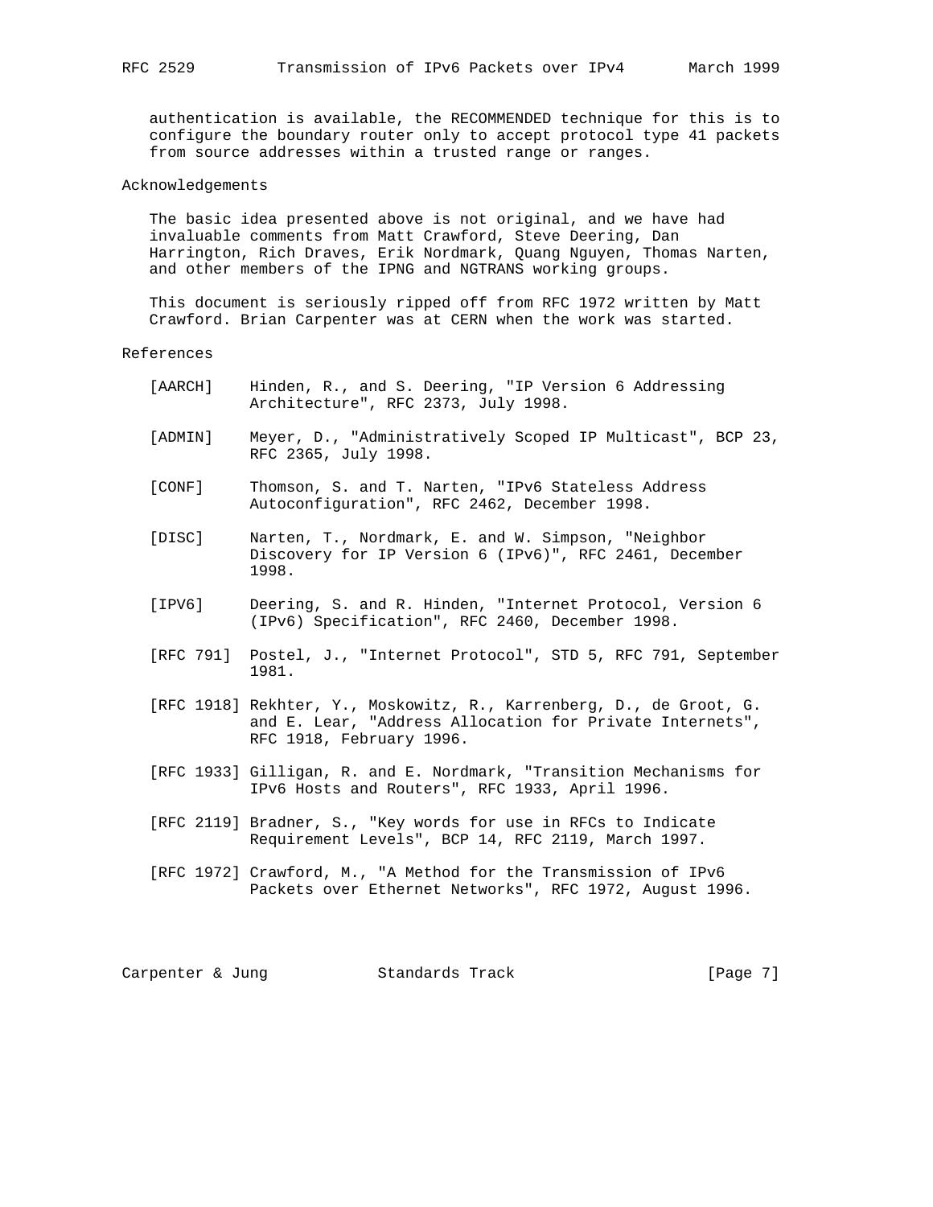authentication is available, the RECOMMENDED technique for this is to configure the boundary router only to accept protocol type 41 packets from source addresses within a trusted range or ranges.

## Acknowledgements

The basic idea presented above is not original, and we have had invaluable comments from Matt Crawford, Steve Deering, Dan Harrington, Rich Draves, Erik Nordmark, Quang Nguyen, Thomas Narten, and other members of the IPNG and NGTRANS working groups.

This document is seriously ripped off from RFC 1972 written by Matt Crawford. Brian Carpenter was at CERN when the work was started.

## References

[AARCH] Hinden, R., and S. Deering, "IP Version 6 Addressing Architecture", RFC 2373, July 1998.

[ADMIN] Meyer, D., "Administratively Scoped IP Multicast", BCP 23, RFC 2365, July 1998.

[CONF] Thomson, S. and T. Narten, "IPv6 Stateless Address Autoconfiguration", RFC 2462, December 1998.

[DISC] Narten, T., Nordmark, E. and W. Simpson, "Neighbor Discovery for IP Version 6 (IPv6)", RFC 2461, December 1998.

[IPV6] Deering, S. and R. Hinden, "Internet Protocol, Version 6 (IPv6) Specification", RFC 2460, December 1998.

[RFC 791] Postel, J., "Internet Protocol", STD 5, RFC 791, September 1981.

[RFC 1918] Rekhter, Y., Moskowitz, R., Karrenberg, D., de Groot, G. and E. Lear, "Address Allocation for Private Internets", RFC 1918, February 1996.

[RFC 1933] Gilligan, R. and E. Nordmark, "Transition Mechanisms for IPv6 Hosts and Routers", RFC 1933, April 1996.

[RFC 2119] Bradner, S., "Key words for use in RFCs to Indicate Requirement Levels", BCP 14, RFC 2119, March 1997.

[RFC 1972] Crawford, M., "A Method for the Transmission of IPv6 Packets over Ethernet Networks", RFC 1972, August 1996.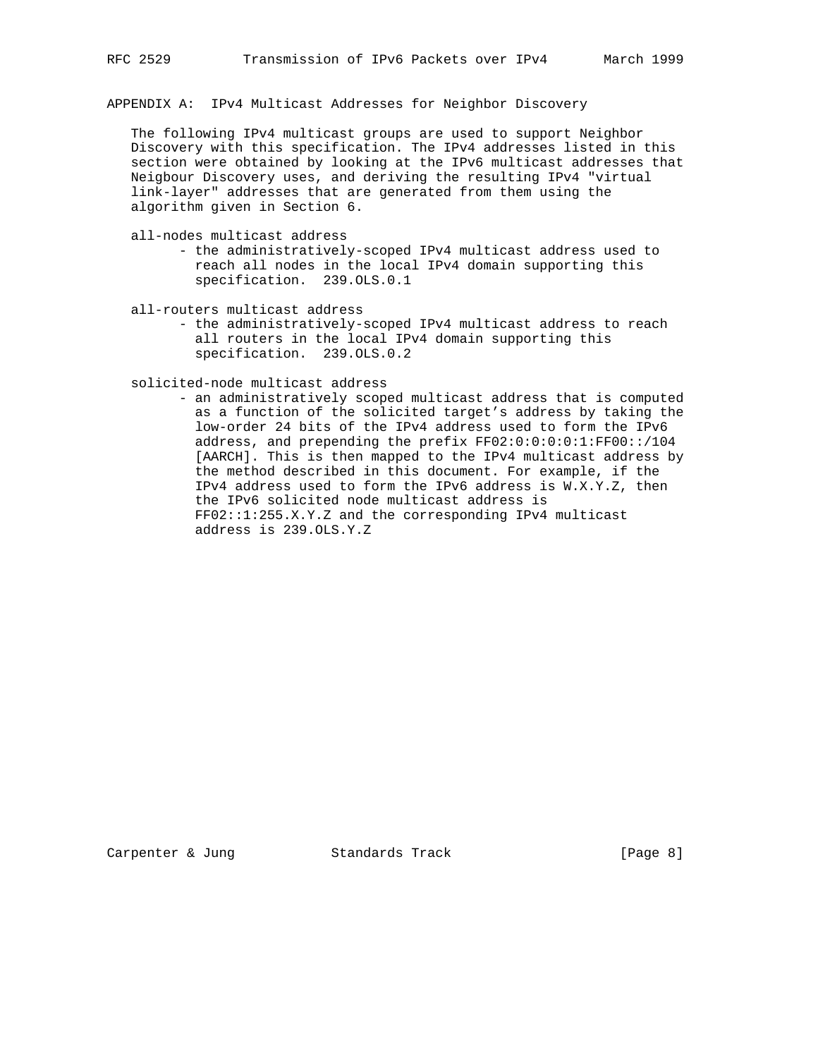## APPENDIX A: IPv4 Multicast Addresses for Neighbor Discovery

The following IPv4 multicast groups are used to support Neighbor Discovery with this specification. The IPv4 addresses listed in this section were obtained by looking at the IPv6 multicast addresses that Neigbour Discovery uses, and deriving the resulting IPv4 "virtual link-layer" addresses that are generated from them using the algorithm given in Section 6.

all-nodes multicast address

- the administratively-scoped IPv4 multicast address used to reach all nodes in the local IPv4 domain supporting this specification. 239.OLS.0.1

all-routers multicast address

- the administratively-scoped IPv4 multicast address to reach all routers in the local IPv4 domain supporting this specification. 239.OLS.0.2

solicited-node multicast address

- an administratively scoped multicast address that is computed as a function of the solicited target's address by taking the low-order 24 bits of the IPv4 address used to form the IPv6 address, and prepending the prefix FF02:0:0:0:0:1:FF00::/104 [AARCH]. This is then mapped to the IPv4 multicast address by the method described in this document. For example, if the IPv4 address used to form the IPv6 address is W.X.Y.Z, then the IPv6 solicited node multicast address is FF02::1:255.X.Y.Z and the corresponding IPv4 multicast address is 239.OLS.Y.Z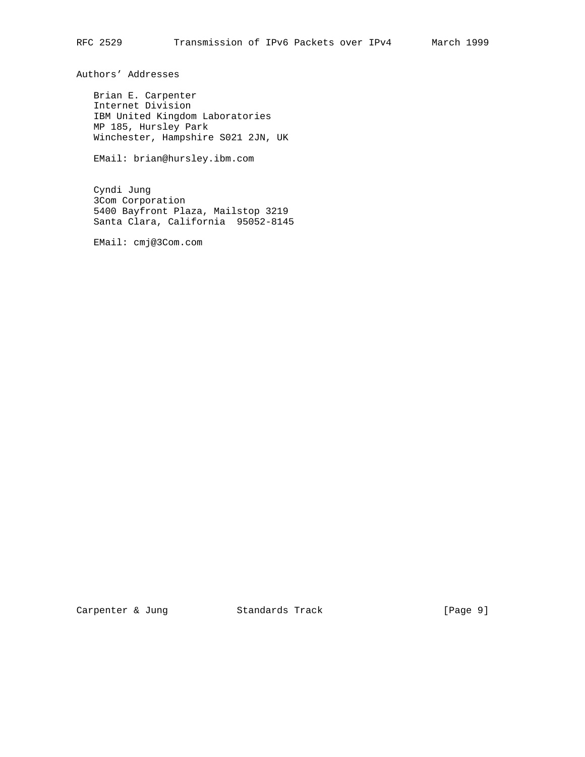## Authors' Addresses

Brian E. Carpenter
Internet Division
IBM United Kingdom Laboratories
MP 185, Hursley Park
Winchester, Hampshire S021 2JN, UK

EMail: brian@hursley.ibm.com

Cyndi Jung
3Com Corporation
5400 Bayfront Plaza, Mailstop 3219
Santa Clara, California 95052-8145

EMail: cmj@3Com.com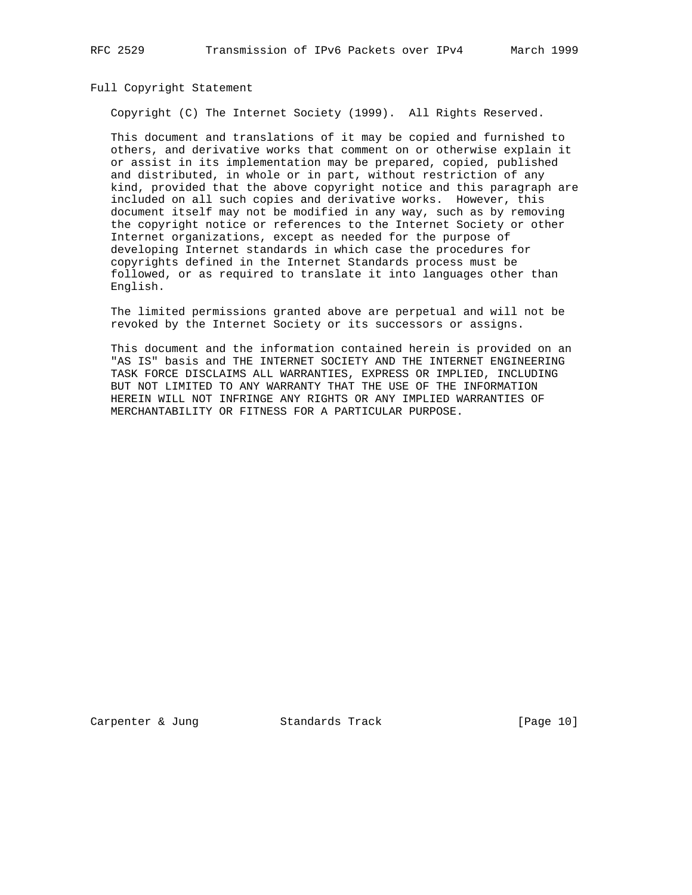## Full Copyright Statement

Copyright (C) The Internet Society (1999). All Rights Reserved.

This document and translations of it may be copied and furnished to others, and derivative works that comment on or otherwise explain it or assist in its implementation may be prepared, copied, published and distributed, in whole or in part, without restriction of any kind, provided that the above copyright notice and this paragraph are included on all such copies and derivative works. However, this document itself may not be modified in any way, such as by removing the copyright notice or references to the Internet Society or other Internet organizations, except as needed for the purpose of developing Internet standards in which case the procedures for copyrights defined in the Internet Standards process must be followed, or as required to translate it into languages other than English.

The limited permissions granted above are perpetual and will not be revoked by the Internet Society or its successors or assigns.

This document and the information contained herein is provided on an "AS IS" basis and THE INTERNET SOCIETY AND THE INTERNET ENGINEERING TASK FORCE DISCLAIMS ALL WARRANTIES, EXPRESS OR IMPLIED, INCLUDING BUT NOT LIMITED TO ANY WARRANTY THAT THE USE OF THE INFORMATION HEREIN WILL NOT INFRINGE ANY RIGHTS OR ANY IMPLIED WARRANTIES OF MERCHANTABILITY OR FITNESS FOR A PARTICULAR PURPOSE.